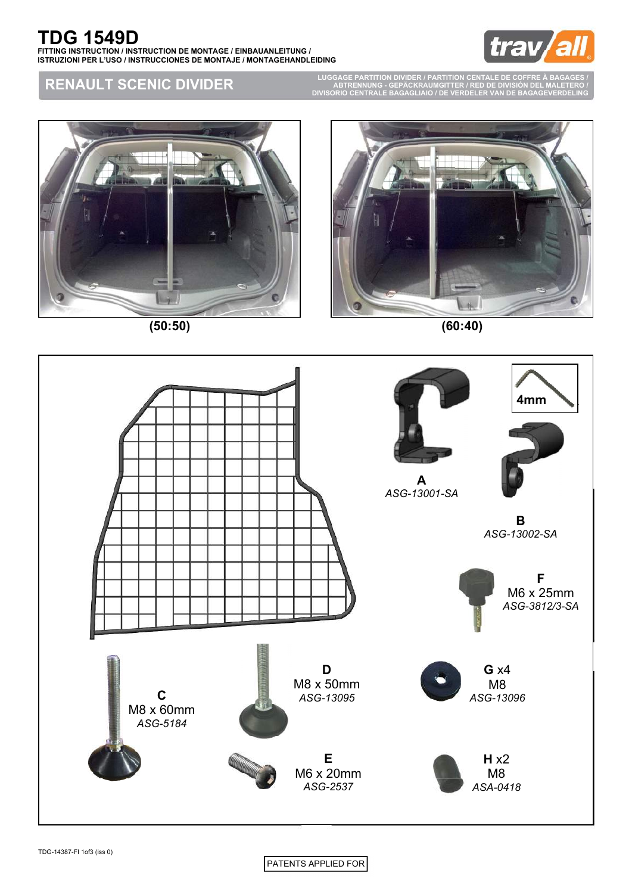# TDG 1549D

**FITTING INSTRUCTION / INSTRUCTION DE MONTAGE / EINBAUANLEITUNG / ISTRUZIONI PER L'USO / INSTRUCCIONES DE MONTAJE / MONTAGEHANDLEIDING**

## RENAULT SCENIC DIVIDER

LUGGAGE PARTITION DIVIDER / PARTITION CENTALE DE COFFRE À BAGAGES / ABTRENNUNG - GEPÄCKRAUMGITTER / RED DE DIVISIÓN DEL MALETERO / DIVISORIO CENTRALE BAGAGLIAIO / DE VERDELER VAN DE BAGAGEVERDELING

**(50:50)**

**(60:40)**

4mm

**A**
*ASG-13001-SA*

**B**
*ASG-13002-SA*

**F**
M6 x 25mm
*ASG-3812/3-SA*

**C**
M8 x 60mm
*ASG-5184*

**D**
M8 x 50mm
*ASG-13095*

**G** x4
M8
*ASG-13096*

**E**
M6 x 20mm
*ASG-2537*

**H** x2
M8
*ASA-0418*

TDG-14387-FI 1of3 (iss 0)

PATENTS APPLIED FOR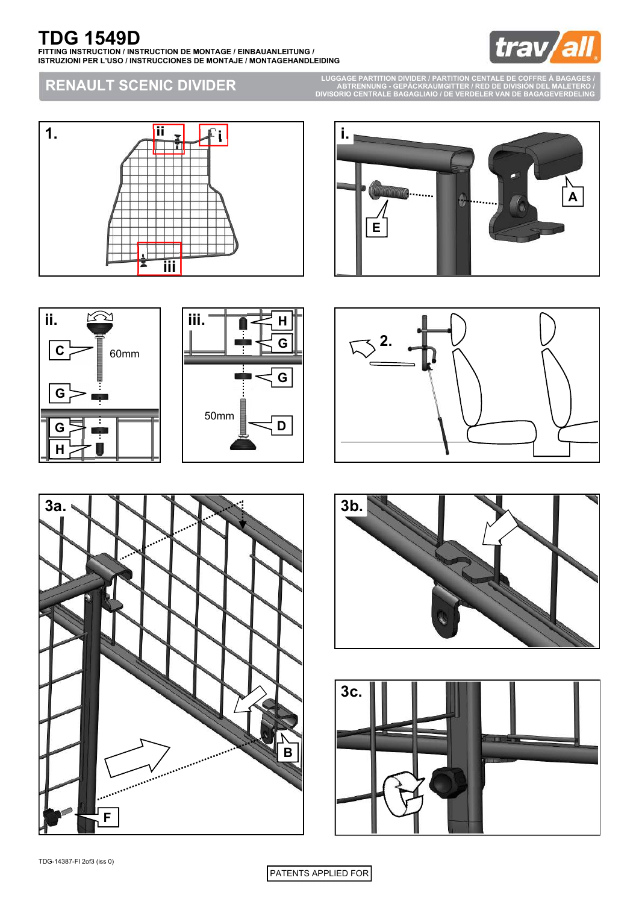# TDG 1549D

**FITTING INSTRUCTION / INSTRUCTION DE MONTAGE / EINBAUANLEITUNG / ISTRUZIONI PER L'USO / INSTRUCCIONES DE MONTAJE / MONTAGEHANDLEIDING**

travall

## RENAULT SCENIC DIVIDER

LUGGAGE PARTITION DIVIDER / PARTITION CENTRALE DE COFFRE À BAGAGES / ABTRENNUNG - GEPÄCKRAUMGITTER / RED DE DIVISIÓN DEL MALETERO / DIVISORIO CENTRALE BAGAGLIAIO / DE VERDELER VAN DE BAGAGEVERDELING

1. ii i iii

i. E A

ii. C 60mm G G H

iii. H G G 50mm D

2.

3a. B F

3b.

3c.

TDG-14387-FI 2of3 (iss 0)

PATENTS APPLIED FOR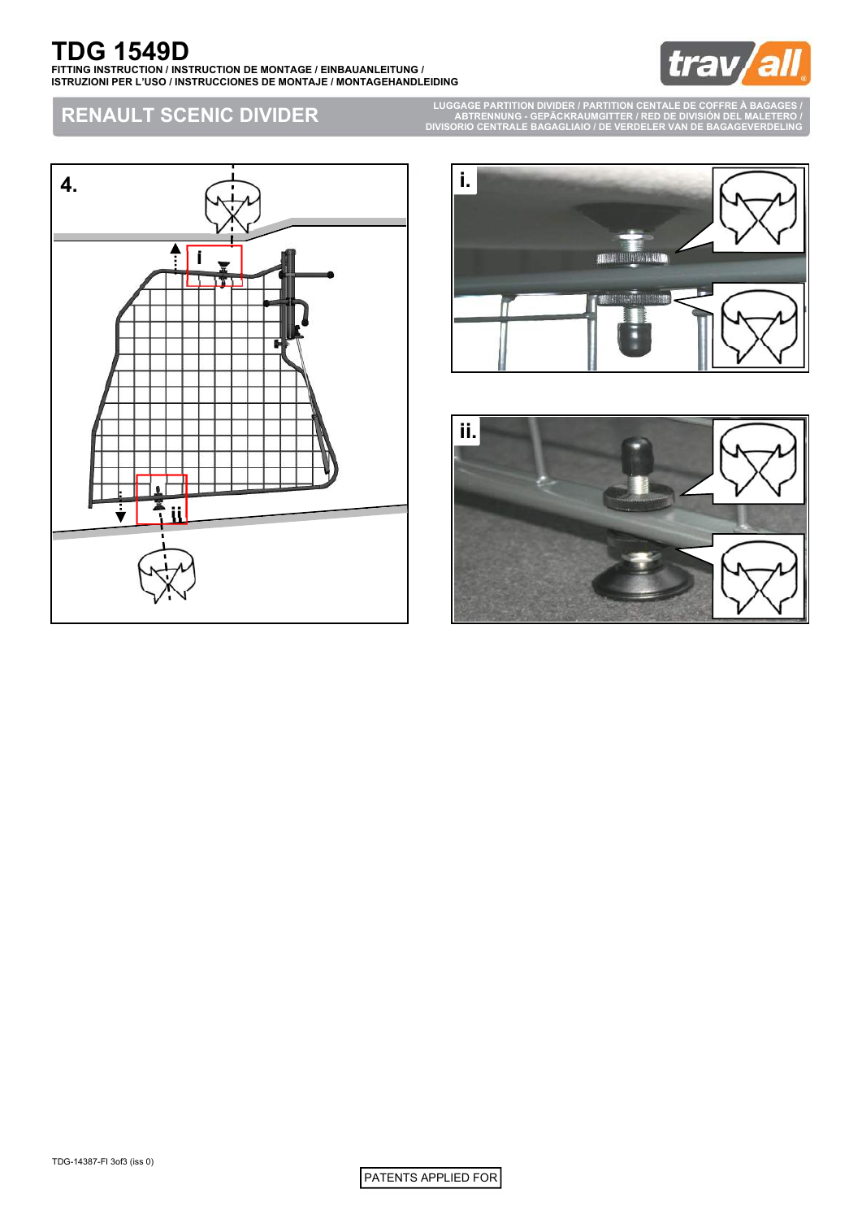# TDG 1549D

**FITTING INSTRUCTION / INSTRUCTION DE MONTAGE / EINBAUANLEITUNG / ISTRUZIONI PER L'USO / INSTRUCCIONES DE MONTAJE / MONTAGEHANDLEIDING**

trav/all

## RENAULT SCENIC DIVIDER

LUGGAGE PARTITION DIVIDER / PARTITION CENTALE DE COFFRE À BAGAGES / ABTRENNUNG - GEPÄCKRAUMGITTER / RED DE DIVISIÓN DEL MALETERO / DIVISORIO CENTRALE BAGAGLIAIO / DE VERDELER VAN DE BAGAGEVERDELING

4.

i

ii

i.

ii.

TDG-14387-FI 3of3 (iss 0)

PATENTS APPLIED FOR